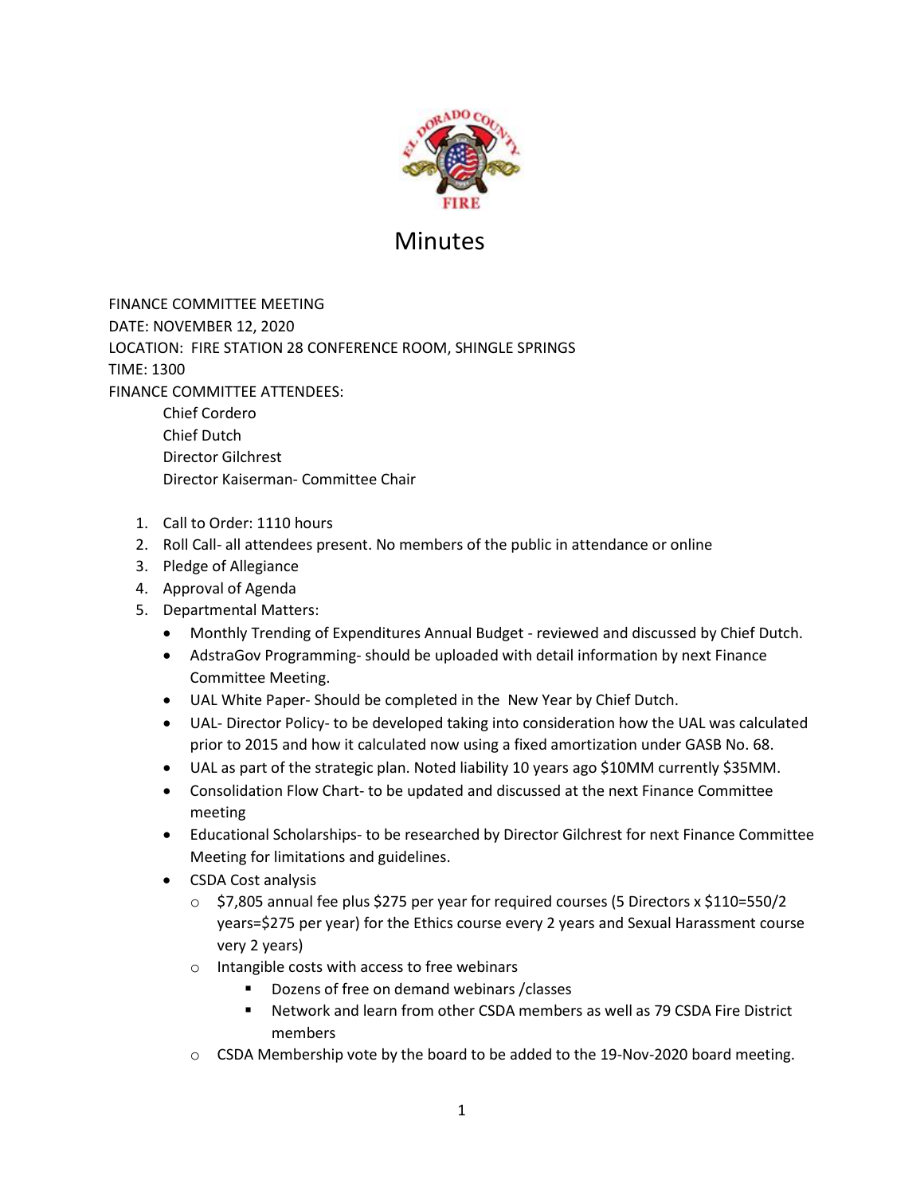# Minutes

FINANCE COMMITTEE MEETING
DATE: NOVEMBER 12, 2020
LOCATION: FIRE STATION 28 CONFERENCE ROOM, SHINGLE SPRINGS
TIME: 1300
FINANCE COMMITTEE ATTENDEES:

- Chief Cordero
- Chief Dutch
- Director Gilchrest
- Director Kaiserman- Committee Chair

1. Call to Order: 1110 hours
2. Roll Call- all attendees present. No members of the public in attendance or online
3. Pledge of Allegiance
4. Approval of Agenda
5. Departmental Matters:
   - Monthly Trending of Expenditures Annual Budget - reviewed and discussed by Chief Dutch.
   - AdstraGov Programming- should be uploaded with detail information by next Finance Committee Meeting.
   - UAL White Paper- Should be completed in the New Year by Chief Dutch.
   - UAL- Director Policy- to be developed taking into consideration how the UAL was calculated prior to 2015 and how it calculated now using a fixed amortization under GASB No. 68.
   - UAL as part of the strategic plan. Noted liability 10 years ago $10MM currently $35MM.
   - Consolidation Flow Chart- to be updated and discussed at the next Finance Committee meeting
   - Educational Scholarships- to be researched by Director Gilchrest for next Finance Committee Meeting for limitations and guidelines.
   - CSDA Cost analysis
     - $7,805 annual fee plus $275 per year for required courses (5 Directors x $110=550/2 years=$275 per year) for the Ethics course every 2 years and Sexual Harassment course very 2 years)
     - Intangible costs with access to free webinars
       - Dozens of free on demand webinars /classes
       - Network and learn from other CSDA members as well as 79 CSDA Fire District members
     - CSDA Membership vote by the board to be added to the 19-Nov-2020 board meeting.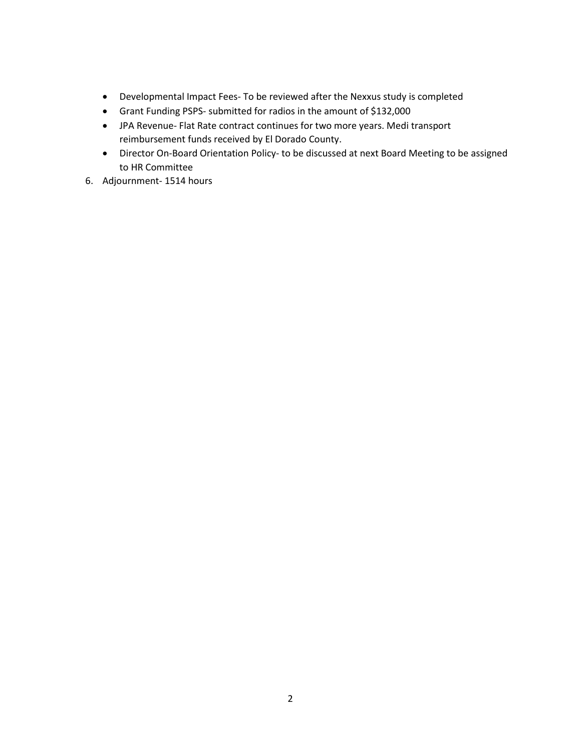- Developmental Impact Fees- To be reviewed after the Nexxus study is completed
- Grant Funding PSPS- submitted for radios in the amount of $132,000
- JPA Revenue- Flat Rate contract continues for two more years. Medi transport reimbursement funds received by El Dorado County.
- Director On-Board Orientation Policy- to be discussed at next Board Meeting to be assigned to HR Committee

6. Adjournment- 1514 hours